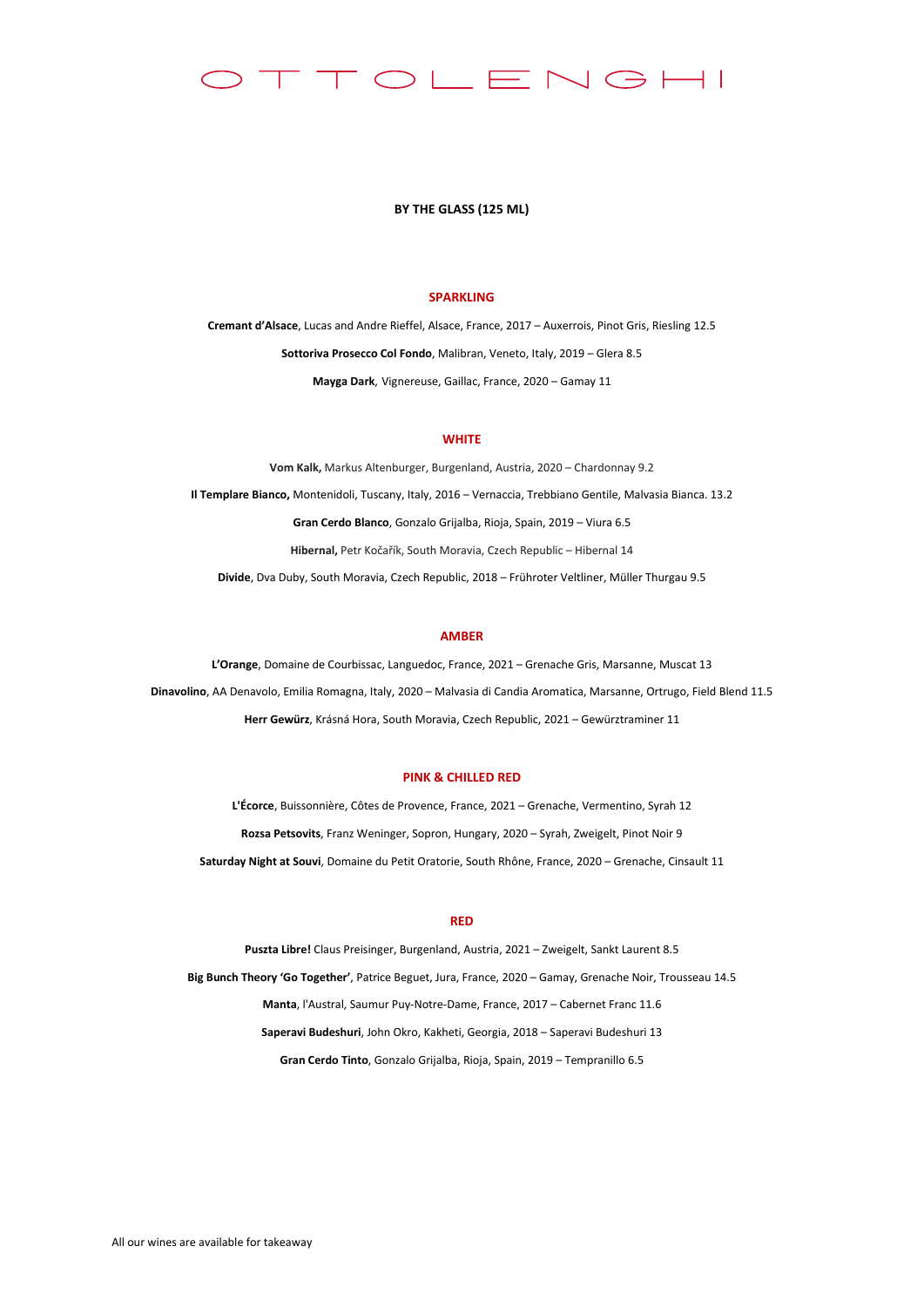# OTTOLENGHI

## BY THE GLASS (125 ML)

### SPARKLING

**Cremant d'Alsace**, Lucas and Andre Rieffel, Alsace, France, 2017 – Auxerrois, Pinot Gris, Riesling 12.5

**Sottoriva Prosecco Col Fondo**, Malibran, Veneto, Italy, 2019 – Glera 8.5

**Mayga Dark**, Vignereuse, Gaillac, France, 2020 – Gamay 11

### WHITE

**Vom Kalk,** Markus Altenburger, Burgenland, Austria, 2020 – Chardonnay 9.2

**Il Templare Bianco,** Montenidoli, Tuscany, Italy, 2016 – Vernaccia, Trebbiano Gentile, Malvasia Bianca. 13.2

**Gran Cerdo Blanco**, Gonzalo Grijalba, Rioja, Spain, 2019 – Viura 6.5

**Hibernal,** Petr Kočařík, South Moravia, Czech Republic – Hibernal 14

**Divide**, Dva Duby, South Moravia, Czech Republic, 2018 – Frühroter Veltliner, Müller Thurgau 9.5

### AMBER

**L'Orange**, Domaine de Courbissac, Languedoc, France, 2021 – Grenache Gris, Marsanne, Muscat 13

**Dinavolino**, AA Denavolo, Emilia Romagna, Italy, 2020 – Malvasia di Candia Aromatica, Marsanne, Ortrugo, Field Blend 11.5

**Herr Gewürz**, Krásná Hora, South Moravia, Czech Republic, 2021 – Gewürztraminer 11

### PINK & CHILLED RED

**L'Écorce**, Buissonnière, Côtes de Provence, France, 2021 – Grenache, Vermentino, Syrah 12

**Rozsa Petsovits**, Franz Weninger, Sopron, Hungary, 2020 – Syrah, Zweigelt, Pinot Noir 9

**Saturday Night at Souvi**, Domaine du Petit Oratorie, South Rhône, France, 2020 – Grenache, Cinsault 11

### RED

**Puszta Libre!** Claus Preisinger, Burgenland, Austria, 2021 – Zweigelt, Sankt Laurent 8.5

**Big Bunch Theory 'Go Together'**, Patrice Beguet, Jura, France, 2020 – Gamay, Grenache Noir, Trousseau 14.5

**Manta**, l'Austral, Saumur Puy-Notre-Dame, France, 2017 – Cabernet Franc 11.6

**Saperavi Budeshuri**, John Okro, Kakheti, Georgia, 2018 – Saperavi Budeshuri 13

**Gran Cerdo Tinto**, Gonzalo Grijalba, Rioja, Spain, 2019 – Tempranillo 6.5

All our wines are available for takeaway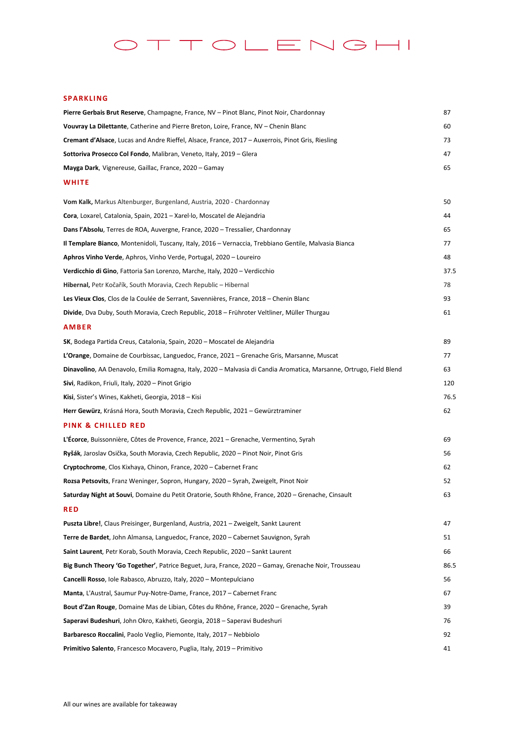# OTTOLENGHI

## SPARKLING

| | |
|---|---|
| **Pierre Gerbais Brut Reserve**, Champagne, France, NV – Pinot Blanc, Pinot Noir, Chardonnay | 87 |
| **Vouvray La Dilettante**, Catherine and Pierre Breton, Loire, France, NV – Chenin Blanc | 60 |
| **Cremant d'Alsace**, Lucas and Andre Rieffel, Alsace, France, 2017 – Auxerrois, Pinot Gris, Riesling | 73 |
| **Sottoriva Prosecco Col Fondo**, Malibran, Veneto, Italy, 2019 – Glera | 47 |
| **Mayga Dark**, Vignereuse, Gaillac, France, 2020 – Gamay | 65 |

## WHITE

| | |
|---|---|
| **Vom Kalk,** Markus Altenburger, Burgenland, Austria, 2020 - Chardonnay | 50 |
| **Cora**, Loxarel, Catalonia, Spain, 2021 – Xarel·lo, Moscatel de Alejandria | 44 |
| **Dans l'Absolu**, Terres de ROA, Auvergne, France, 2020 – Tressalier, Chardonnay | 65 |
| **Il Templare Bianco**, Montenidoli, Tuscany, Italy, 2016 – Vernaccia, Trebbiano Gentile, Malvasia Bianca | 77 |
| **Aphros Vinho Verde**, Aphros, Vinho Verde, Portugal, 2020 – Loureiro | 48 |
| **Verdicchio di Gino**, Fattoria San Lorenzo, Marche, Italy, 2020 – Verdicchio | 37.5 |
| **Hibernal,** Petr Kočařík, South Moravia, Czech Republic – Hibernal | 78 |
| **Les Vieux Clos**, Clos de la Coulée de Serrant, Savennières, France, 2018 – Chenin Blanc | 93 |
| **Divide**, Dva Duby, South Moravia, Czech Republic, 2018 – Frühroter Veltliner, Müller Thurgau | 61 |

## AMBER

| | |
|---|---|
| **SK**, Bodega Partida Creus, Catalonia, Spain, 2020 – Moscatel de Alejandria | 89 |
| **L'Orange**, Domaine de Courbissac, Languedoc, France, 2021 – Grenache Gris, Marsanne, Muscat | 77 |
| **Dinavolino**, AA Denavolo, Emilia Romagna, Italy, 2020 – Malvasia di Candia Aromatica, Marsanne, Ortrugo, Field Blend | 63 |
| **Sivi**, Radikon, Friuli, Italy, 2020 – Pinot Grigio | 120 |
| **Kisi**, Sister's Wines, Kakheti, Georgia, 2018 – Kisi | 76.5 |
| **Herr Gewürz**, Krásná Hora, South Moravia, Czech Republic, 2021 – Gewürztraminer | 62 |

## PINK & CHILLED RED

| | |
|---|---|
| **L'Écorce**, Buissonnière, Côtes de Provence, France, 2021 – Grenache, Vermentino, Syrah | 69 |
| **Ryšák**, Jaroslav Osička, South Moravia, Czech Republic, 2020 – Pinot Noir, Pinot Gris | 56 |
| **Cryptochrome**, Clos Kixhaya, Chinon, France, 2020 – Cabernet Franc | 62 |
| **Rozsa Petsovits**, Franz Weninger, Sopron, Hungary, 2020 – Syrah, Zweigelt, Pinot Noir | 52 |
| **Saturday Night at Souvi**, Domaine du Petit Oratorie, South Rhône, France, 2020 – Grenache, Cinsault | 63 |

## RED

| | |
|---|---|
| **Puszta Libre!**, Claus Preisinger, Burgenland, Austria, 2021 – Zweigelt, Sankt Laurent | 47 |
| **Terre de Bardet**, John Almansa, Languedoc, France, 2020 – Cabernet Sauvignon, Syrah | 51 |
| **Saint Laurent**, Petr Korab, South Moravia, Czech Republic, 2020 – Sankt Laurent | 66 |
| **Big Bunch Theory 'Go Together'**, Patrice Beguet, Jura, France, 2020 – Gamay, Grenache Noir, Trousseau | 86.5 |
| **Cancelli Rosso**, Iole Rabasco, Abruzzo, Italy, 2020 – Montepulciano | 56 |
| **Manta**, L'Austral, Saumur Puy-Notre-Dame, France, 2017 – Cabernet Franc | 67 |
| **Bout d'Zan Rouge**, Domaine Mas de Libian, Côtes du Rhône, France, 2020 – Grenache, Syrah | 39 |
| **Saperavi Budeshuri**, John Okro, Kakheti, Georgia, 2018 – Saperavi Budeshuri | 76 |
| **Barbaresco Roccalini**, Paolo Veglio, Piemonte, Italy, 2017 – Nebbiolo | 92 |
| **Primitivo Salento**, Francesco Mocavero, Puglia, Italy, 2019 – Primitivo | 41 |

All our wines are available for takeaway